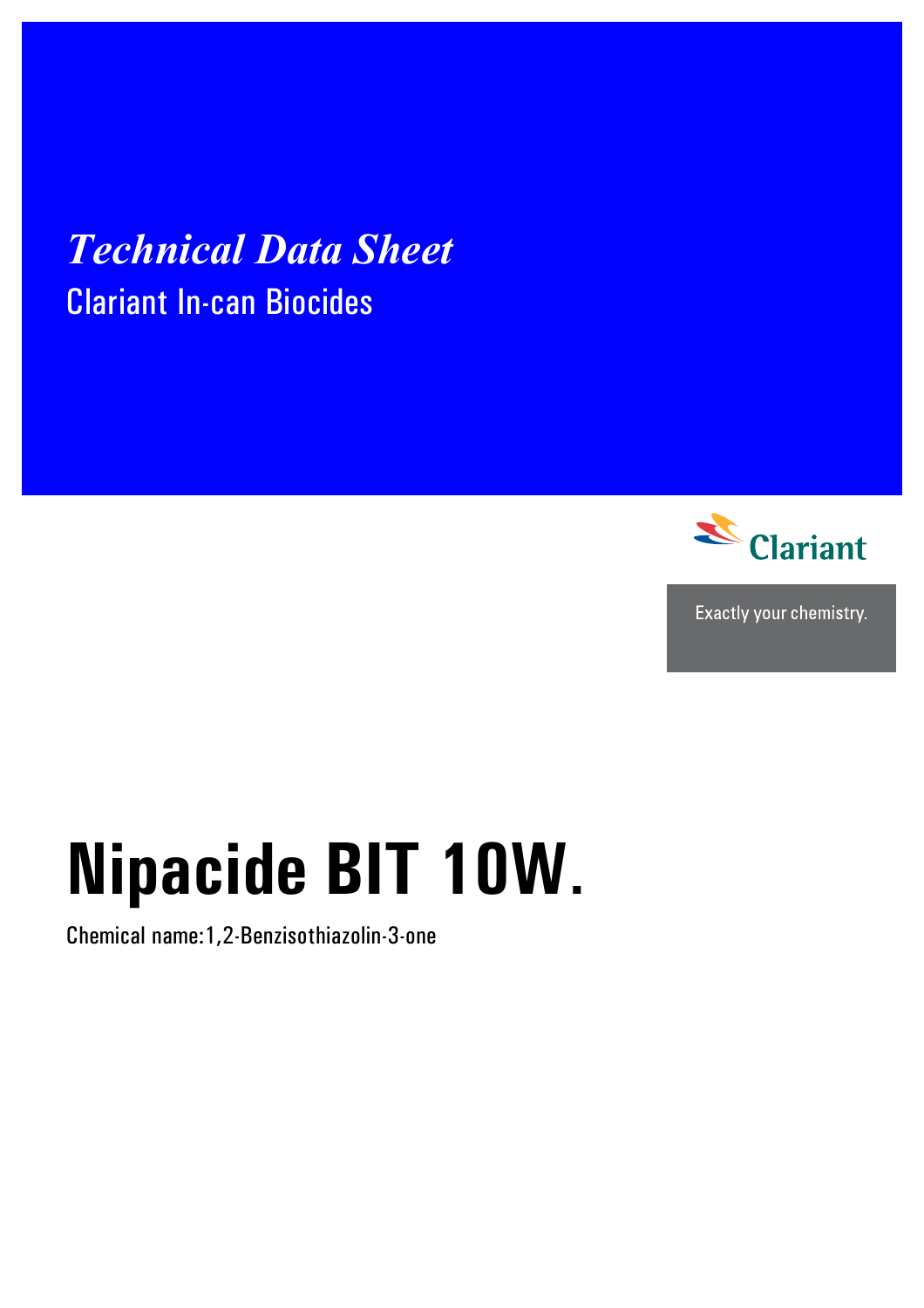*Technical Data Sheet*

Clariant In-can Biocides

Clariant

Exactly your chemistry.

# Nipacide BIT 10W.

Chemical name:1,2-Benzisothiazolin-3-one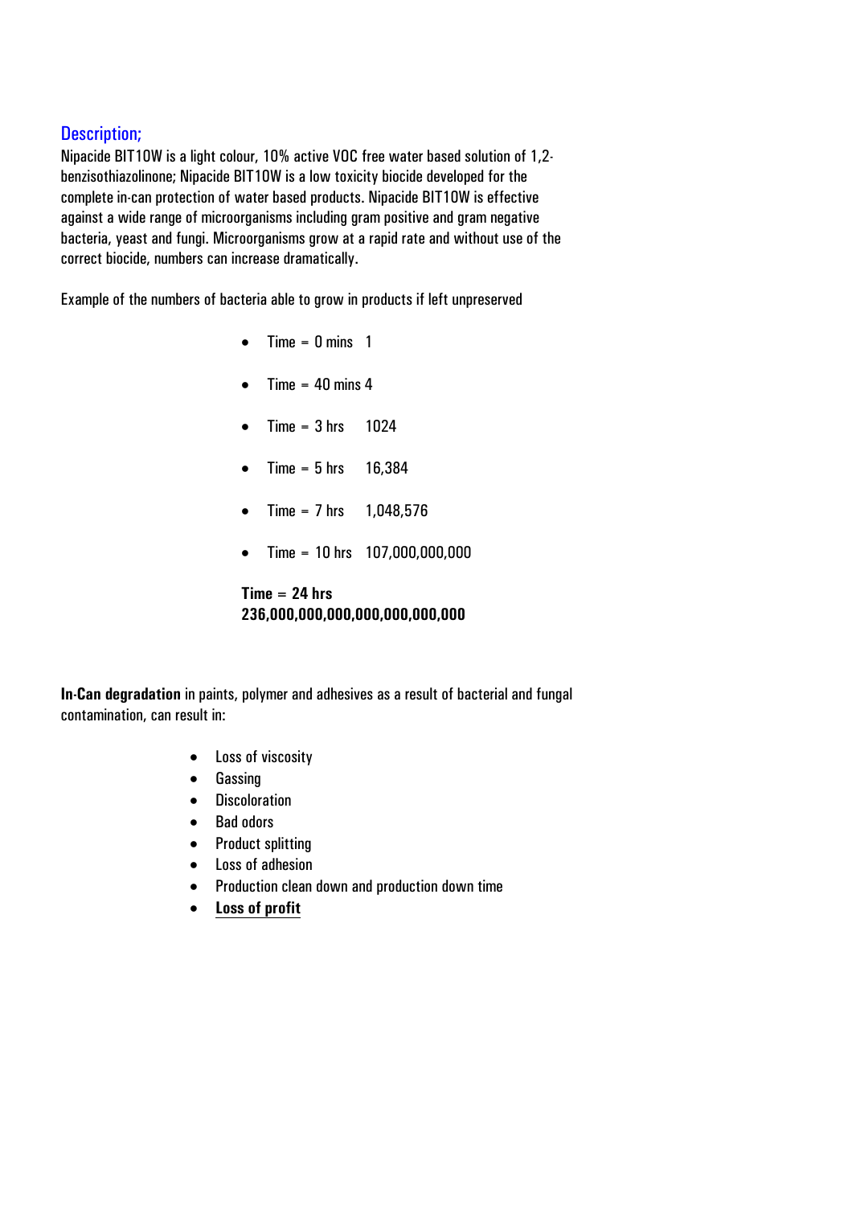## Description;

Nipacide BIT10W is a light colour, 10% active VOC free water based solution of 1,2-benzisothiazolinone; Nipacide BIT10W is a low toxicity biocide developed for the complete in-can protection of water based products. Nipacide BIT10W is effective against a wide range of microorganisms including gram positive and gram negative bacteria, yeast and fungi. Microorganisms grow at a rapid rate and without use of the correct biocide, numbers can increase dramatically.

Example of the numbers of bacteria able to grow in products if left unpreserved

- Time = 0 mins 1
- Time = 40 mins 4
- Time = 3 hrs 1024
- Time = 5 hrs 16,384
- Time = 7 hrs 1,048,576
- Time = 10 hrs 107,000,000,000

**Time = 24 hrs**
**236,000,000,000,000,000,000,000**

**In-Can degradation** in paints, polymer and adhesives as a result of bacterial and fungal contamination, can result in:

- Loss of viscosity
- Gassing
- Discoloration
- Bad odors
- Product splitting
- Loss of adhesion
- Production clean down and production down time
- **Loss of profit**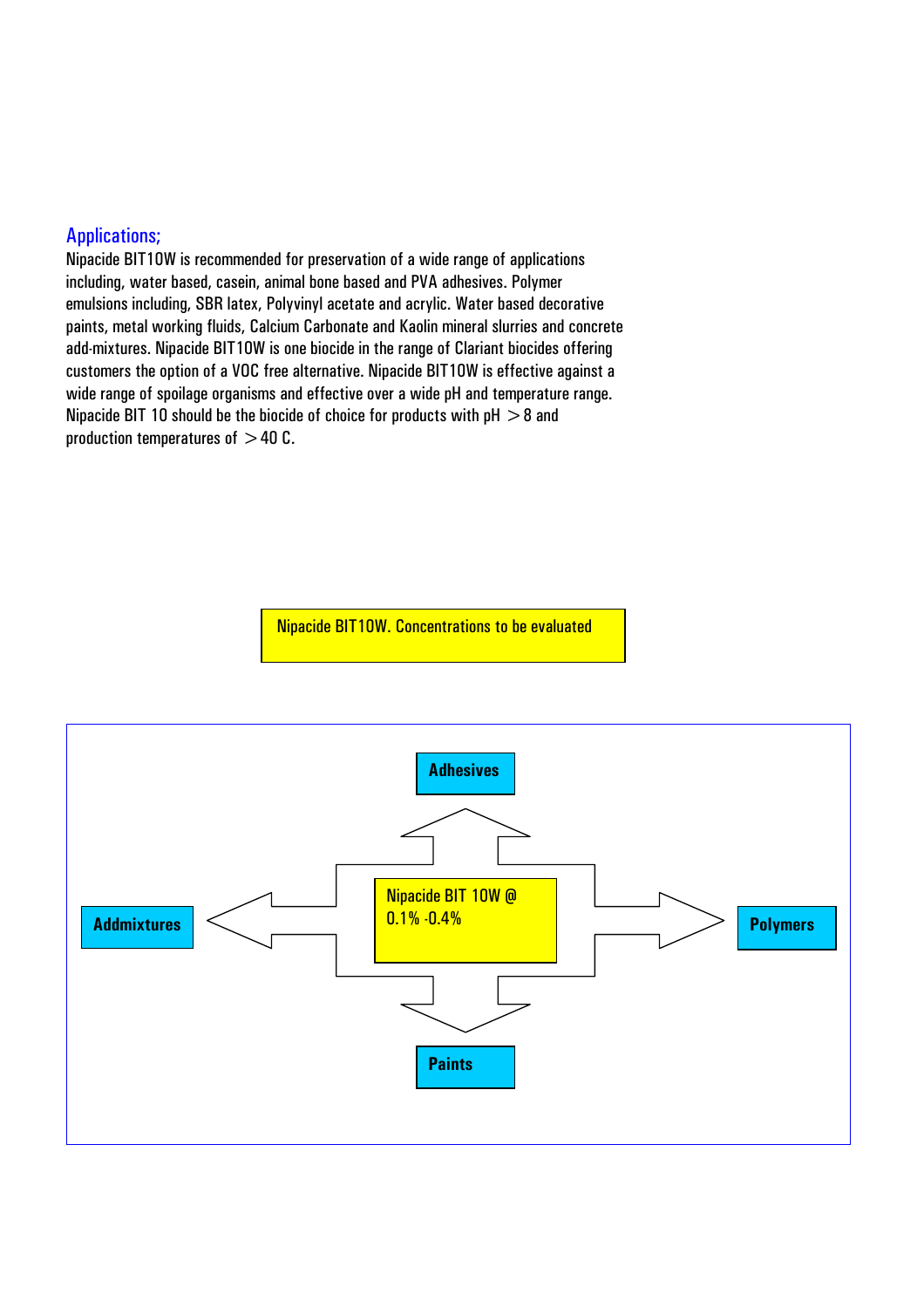## Applications;

Nipacide BIT10W is recommended for preservation of a wide range of applications including, water based, casein, animal bone based and PVA adhesives. Polymer emulsions including, SBR latex, Polyvinyl acetate and acrylic. Water based decorative paints, metal working fluids, Calcium Carbonate and Kaolin mineral slurries and concrete add-mixtures. Nipacide BIT10W is one biocide in the range of Clariant biocides offering customers the option of a VOC free alternative. Nipacide BIT10W is effective against a wide range of spoilage organisms and effective over a wide pH and temperature range. Nipacide BIT 10 should be the biocide of choice for products with pH $> 8$ and production temperatures of $> 40$ C.

Nipacide BIT10W. Concentrations to be evaluated

Nipacide BIT 10W @ 0.1% -0.4%

- Adhesives
- Polymers
- Paints
- Addmixtures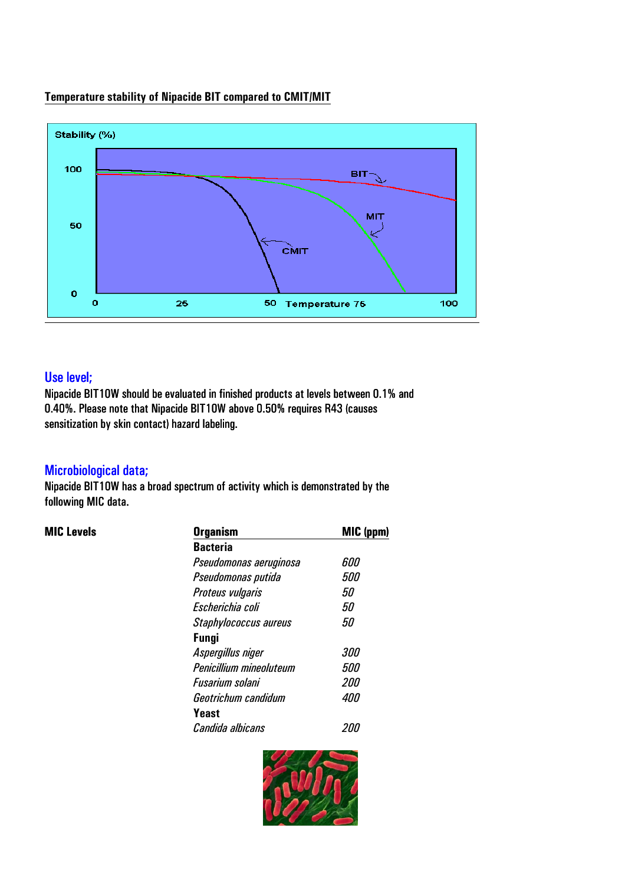## Temperature stability of Nipacide BIT compared to CMIT/MIT

Stability (%)

100

50

0

0 25 50 Temperature 75 100

BIT

MIT

CMIT

## Use level;

Nipacide BIT10W should be evaluated in finished products at levels between 0.1% and 0.40%. Please note that Nipacide BIT10W above 0.50% requires R43 (causes sensitization by skin contact) hazard labeling.

## Microbiological data;

Nipacide BIT10W has a broad spectrum of activity which is demonstrated by the following MIC data.

**MIC Levels**

| Organism | MIC (ppm) |
|---|---|
| **Bacteria** | |
| *Pseudomonas aeruginosa* | *600* |
| *Pseudomonas putida* | *500* |
| *Proteus vulgaris* | *50* |
| *Escherichia coli* | *50* |
| *Staphylococcus aureus* | *50* |
| **Fungi** | |
| *Aspergillus niger* | *300* |
| *Penicillium mineoluteum* | *500* |
| *Fusarium solani* | *200* |
| *Geotrichum candidum* | *400* |
| **Yeast** | |
| *Candida albicans* | *200* |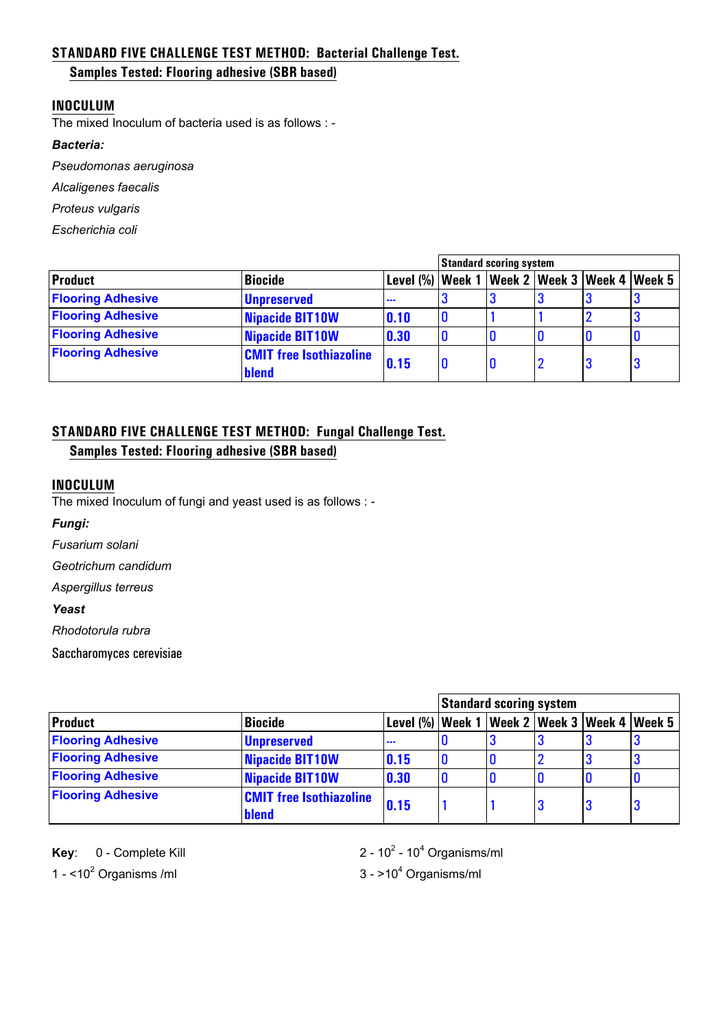## STANDARD FIVE CHALLENGE TEST METHOD: Bacterial Challenge Test.

### Samples Tested: Flooring adhesive (SBR based)

**INOCULUM**

The mixed Inoculum of bacteria used is as follows : -

***Bacteria:***

*Pseudomonas aeruginosa*

*Alcaligenes faecalis*

*Proteus vulgaris*

*Escherichia coli*

| | | | Standard scoring system | | | | |
|---|---|---|---|---|---|---|---|
| **Product** | **Biocide** | **Level (%)** | **Week 1** | **Week 2** | **Week 3** | **Week 4** | **Week 5** |
| Flooring Adhesive | Unpreserved | --- | 3 | 3 | 3 | 3 | 3 |
| Flooring Adhesive | Nipacide BIT10W | 0.10 | 0 | 1 | 1 | 2 | 3 |
| Flooring Adhesive | Nipacide BIT10W | 0.30 | 0 | 0 | 0 | 0 | 0 |
| Flooring Adhesive | CMIT free Isothiazoline blend | 0.15 | 0 | 0 | 2 | 3 | 3 |

## STANDARD FIVE CHALLENGE TEST METHOD: Fungal Challenge Test.

### Samples Tested: Flooring adhesive (SBR based)

**INOCULUM**

The mixed Inoculum of fungi and yeast used is as follows : -

***Fungi:***

*Fusarium solani*

*Geotrichum candidum*

*Aspergillus terreus*

***Yeast***

*Rhodotorula rubra*

Saccharomyces cerevisiae

| | | | Standard scoring system | | | | |
|---|---|---|---|---|---|---|---|
| **Product** | **Biocide** | **Level (%)** | **Week 1** | **Week 2** | **Week 3** | **Week 4** | **Week 5** |
| Flooring Adhesive | Unpreserved | --- | 0 | 3 | 3 | 3 | 3 |
| Flooring Adhesive | Nipacide BIT10W | 0.15 | 0 | 0 | 2 | 3 | 3 |
| Flooring Adhesive | Nipacide BIT10W | 0.30 | 0 | 0 | 0 | 0 | 0 |
| Flooring Adhesive | CMIT free Isothiazoline blend | 0.15 | 1 | 1 | 3 | 3 | 3 |

**Key**: 0 - Complete Kill

1 - <$10^2$ Organisms /ml

2 - $10^2$ - $10^4$ Organisms/ml

3 - >$10^4$ Organisms/ml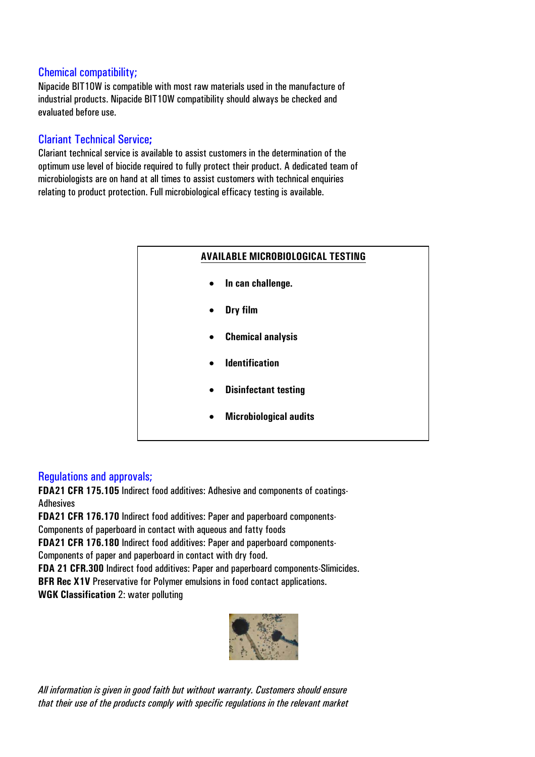## Chemical compatibility;

Nipacide BIT10W is compatible with most raw materials used in the manufacture of industrial products. Nipacide BIT10W compatibility should always be checked and evaluated before use.

## Clariant Technical Service;

Clariant technical service is available to assist customers in the determination of the optimum use level of biocide required to fully protect their product. A dedicated team of microbiologists are on hand at all times to assist customers with technical enquiries relating to product protection. Full microbiological efficacy testing is available.

**AVAILABLE MICROBIOLOGICAL TESTING**

- **In can challenge.**
- **Dry film**
- **Chemical analysis**
- **Identification**
- **Disinfectant testing**
- **Microbiological audits**

## Regulations and approvals;

**FDA21 CFR 175.105** Indirect food additives: Adhesive and components of coatings-Adhesives
**FDA21 CFR 176.170** Indirect food additives: Paper and paperboard components-Components of paperboard in contact with aqueous and fatty foods
**FDA21 CFR 176.180** Indirect food additives: Paper and paperboard components-Components of paper and paperboard in contact with dry food.
**FDA 21 CFR.300** Indirect food additives: Paper and paperboard components-Slimicides.
**BFR Rec X1V** Preservative for Polymer emulsions in food contact applications.
**WGK Classification** 2: water polluting

*All information is given in good faith but without warranty. Customers should ensure that their use of the products comply with specific regulations in the relevant market*